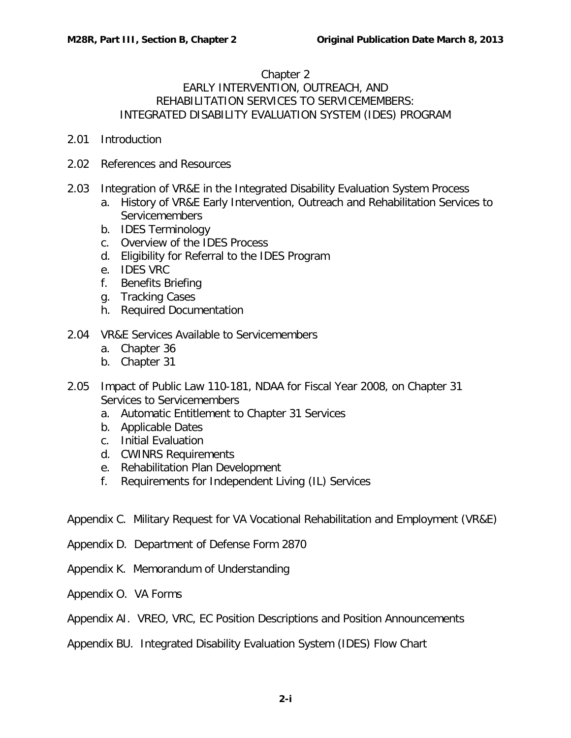# Chapter 2
## EARLY INTERVENTION, OUTREACH, AND REHABILITATION SERVICES TO SERVICEMEMBERS: INTEGRATED DISABILITY EVALUATION SYSTEM (IDES) PROGRAM

2.01 Introduction

2.02 References and Resources

2.03 Integration of VR&E in the Integrated Disability Evaluation System Process
- a. History of VR&E Early Intervention, Outreach and Rehabilitation Services to Servicemembers
- b. IDES Terminology
- c. Overview of the IDES Process
- d. Eligibility for Referral to the IDES Program
- e. IDES VRC
- f. Benefits Briefing
- g. Tracking Cases
- h. Required Documentation

2.04 VR&E Services Available to Servicemembers
- a. Chapter 36
- b. Chapter 31

2.05 Impact of Public Law 110-181, NDAA for Fiscal Year 2008, on Chapter 31 Services to Servicemembers
- a. Automatic Entitlement to Chapter 31 Services
- b. Applicable Dates
- c. Initial Evaluation
- d. CWINRS Requirements
- e. Rehabilitation Plan Development
- f. Requirements for Independent Living (IL) Services

Appendix C. Military Request for VA Vocational Rehabilitation and Employment (VR&E)

Appendix D. Department of Defense Form 2870

Appendix K. Memorandum of Understanding

Appendix O. VA Forms

Appendix AI. VREO, VRC, EC Position Descriptions and Position Announcements

Appendix BU. Integrated Disability Evaluation System (IDES) Flow Chart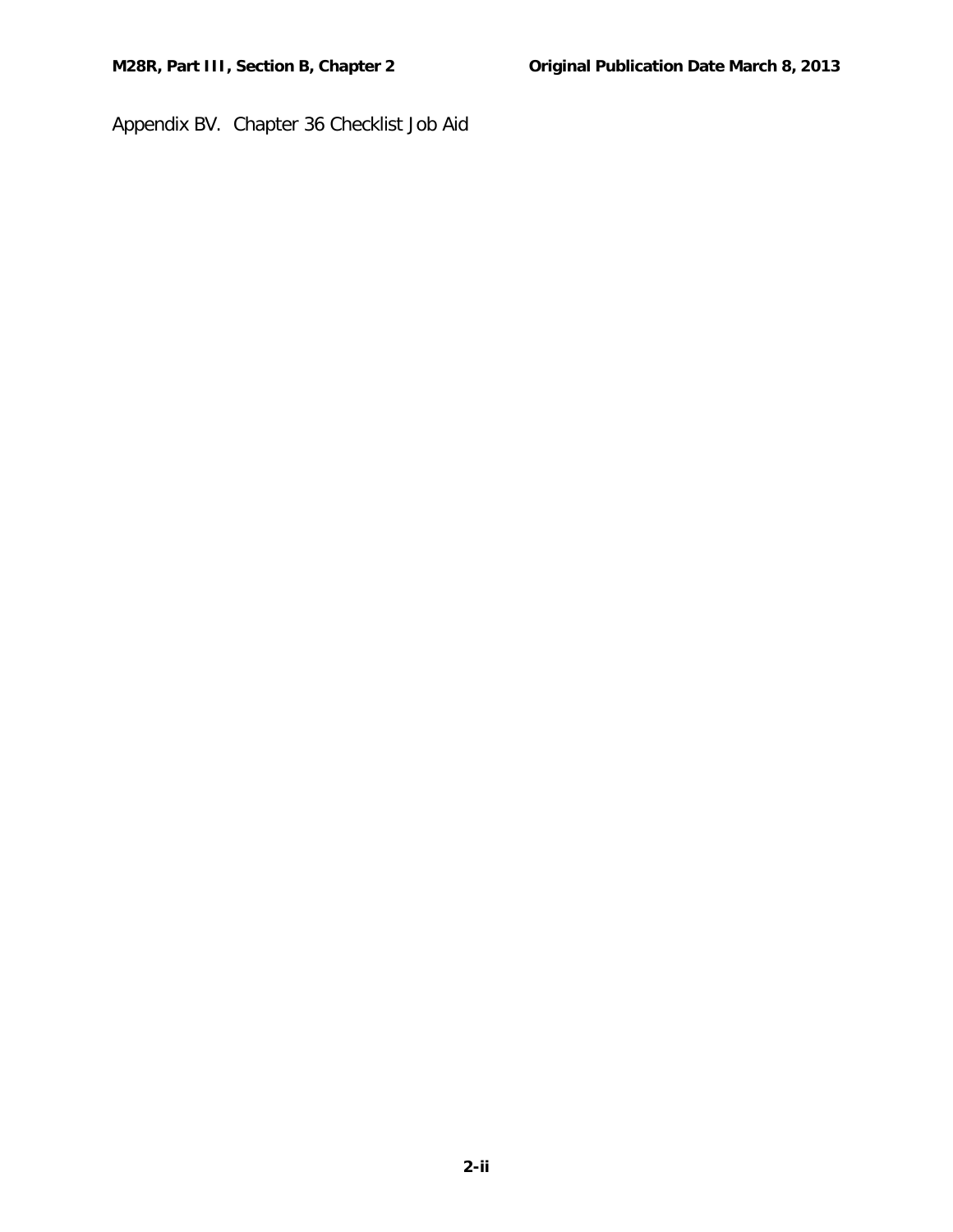Appendix BV. Chapter 36 Checklist Job Aid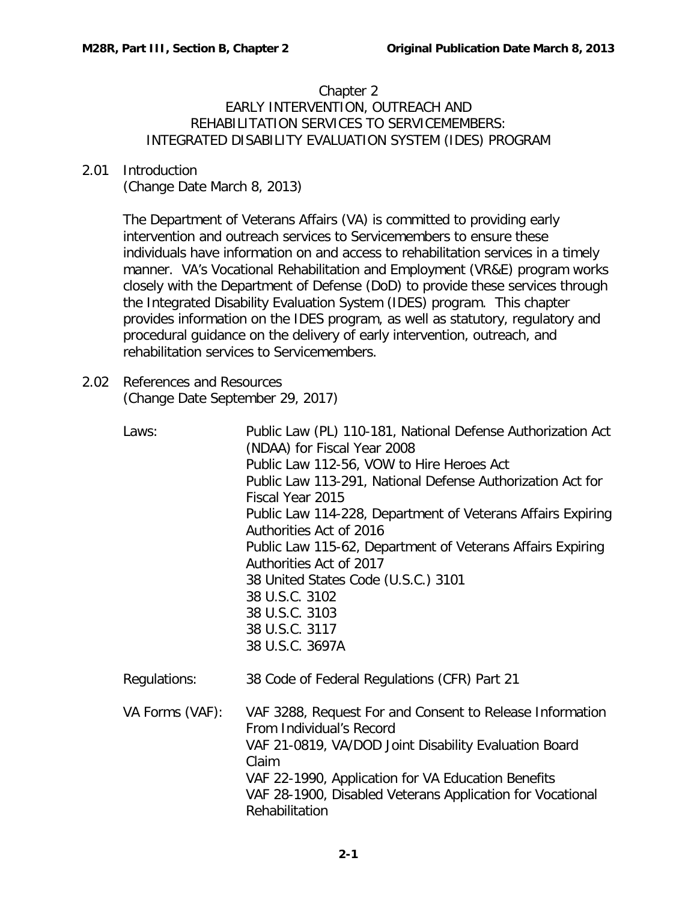# Chapter 2
## EARLY INTERVENTION, OUTREACH AND REHABILITATION SERVICES TO SERVICEMEMBERS: INTEGRATED DISABILITY EVALUATION SYSTEM (IDES) PROGRAM

### 2.01 Introduction

(Change Date March 8, 2013)

The Department of Veterans Affairs (VA) is committed to providing early intervention and outreach services to Servicemembers to ensure these individuals have information on and access to rehabilitation services in a timely manner. VA's Vocational Rehabilitation and Employment (VR&E) program works closely with the Department of Defense (DoD) to provide these services through the Integrated Disability Evaluation System (IDES) program. This chapter provides information on the IDES program, as well as statutory, regulatory and procedural guidance on the delivery of early intervention, outreach, and rehabilitation services to Servicemembers.

### 2.02 References and Resources

(Change Date September 29, 2017)

| | |
|---|---|
| Laws: | Public Law (PL) 110-181, National Defense Authorization Act (NDAA) for Fiscal Year 2008<br>Public Law 112-56, VOW to Hire Heroes Act<br>Public Law 113-291, National Defense Authorization Act for Fiscal Year 2015<br>Public Law 114-228, Department of Veterans Affairs Expiring Authorities Act of 2016<br>Public Law 115-62, Department of Veterans Affairs Expiring Authorities Act of 2017<br>38 United States Code (U.S.C.) 3101<br>38 U.S.C. 3102<br>38 U.S.C. 3103<br>38 U.S.C. 3117<br>38 U.S.C. 3697A |
| Regulations: | 38 Code of Federal Regulations (CFR) Part 21 |
| VA Forms (VAF): | VAF 3288, Request For and Consent to Release Information From Individual's Record<br>VAF 21-0819, VA/DOD Joint Disability Evaluation Board Claim<br>VAF 22-1990, Application for VA Education Benefits<br>VAF 28-1900, Disabled Veterans Application for Vocational Rehabilitation |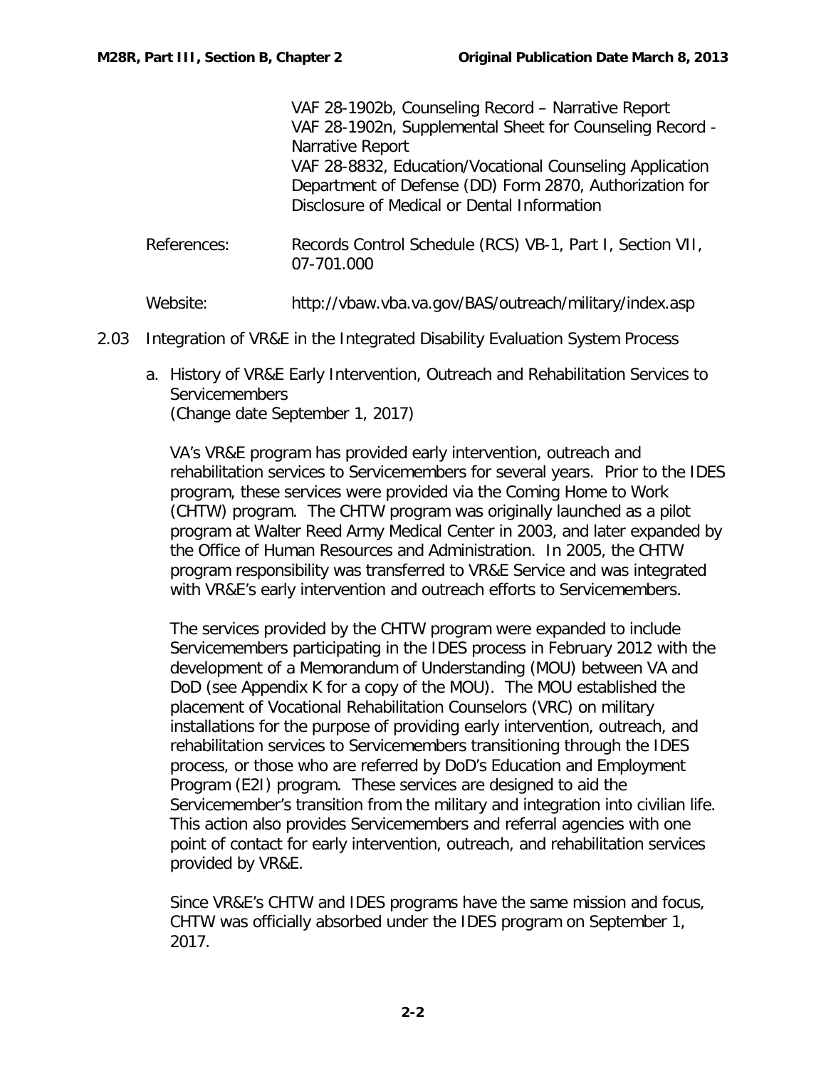VAF 28-1902b, Counseling Record – Narrative Report
VAF 28-1902n, Supplemental Sheet for Counseling Record - Narrative Report
VAF 28-8832, Education/Vocational Counseling Application
Department of Defense (DD) Form 2870, Authorization for Disclosure of Medical or Dental Information

References: Records Control Schedule (RCS) VB-1, Part I, Section VII, 07-701.000

Website: http://vbaw.vba.va.gov/BAS/outreach/military/index.asp

## 2.03 Integration of VR&E in the Integrated Disability Evaluation System Process

### a. History of VR&E Early Intervention, Outreach and Rehabilitation Services to Servicemembers
(Change date September 1, 2017)

VA's VR&E program has provided early intervention, outreach and rehabilitation services to Servicemembers for several years. Prior to the IDES program, these services were provided via the Coming Home to Work (CHTW) program. The CHTW program was originally launched as a pilot program at Walter Reed Army Medical Center in 2003, and later expanded by the Office of Human Resources and Administration. In 2005, the CHTW program responsibility was transferred to VR&E Service and was integrated with VR&E's early intervention and outreach efforts to Servicemembers.

The services provided by the CHTW program were expanded to include Servicemembers participating in the IDES process in February 2012 with the development of a Memorandum of Understanding (MOU) between VA and DoD (see Appendix K for a copy of the MOU). The MOU established the placement of Vocational Rehabilitation Counselors (VRC) on military installations for the purpose of providing early intervention, outreach, and rehabilitation services to Servicemembers transitioning through the IDES process, or those who are referred by DoD's Education and Employment Program (E2I) program. These services are designed to aid the Servicemember's transition from the military and integration into civilian life. This action also provides Servicemembers and referral agencies with one point of contact for early intervention, outreach, and rehabilitation services provided by VR&E.

Since VR&E's CHTW and IDES programs have the same mission and focus, CHTW was officially absorbed under the IDES program on September 1, 2017.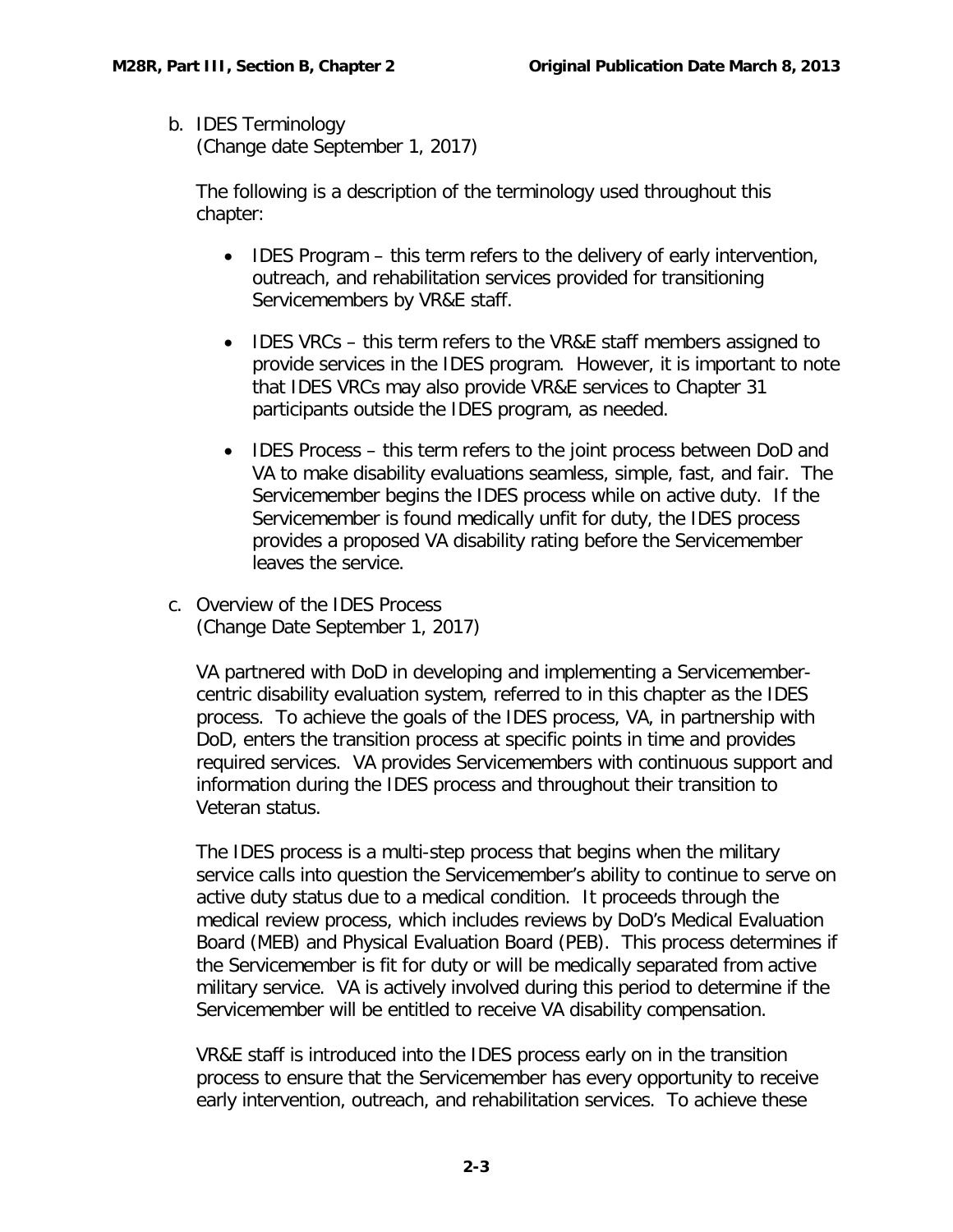b. IDES Terminology
(Change date September 1, 2017)

The following is a description of the terminology used throughout this chapter:

- IDES Program – this term refers to the delivery of early intervention, outreach, and rehabilitation services provided for transitioning Servicemembers by VR&E staff.

- IDES VRCs – this term refers to the VR&E staff members assigned to provide services in the IDES program. However, it is important to note that IDES VRCs may also provide VR&E services to Chapter 31 participants outside the IDES program, as needed.

- IDES Process – this term refers to the joint process between DoD and VA to make disability evaluations seamless, simple, fast, and fair. The Servicemember begins the IDES process while on active duty. If the Servicemember is found medically unfit for duty, the IDES process provides a proposed VA disability rating before the Servicemember leaves the service.

c. Overview of the IDES Process
(Change Date September 1, 2017)

VA partnered with DoD in developing and implementing a Servicemember-centric disability evaluation system, referred to in this chapter as the IDES process. To achieve the goals of the IDES process, VA, in partnership with DoD, enters the transition process at specific points in time and provides required services. VA provides Servicemembers with continuous support and information during the IDES process and throughout their transition to Veteran status.

The IDES process is a multi-step process that begins when the military service calls into question the Servicemember's ability to continue to serve on active duty status due to a medical condition. It proceeds through the medical review process, which includes reviews by DoD's Medical Evaluation Board (MEB) and Physical Evaluation Board (PEB). This process determines if the Servicemember is fit for duty or will be medically separated from active military service. VA is actively involved during this period to determine if the Servicemember will be entitled to receive VA disability compensation.

VR&E staff is introduced into the IDES process early on in the transition process to ensure that the Servicemember has every opportunity to receive early intervention, outreach, and rehabilitation services. To achieve these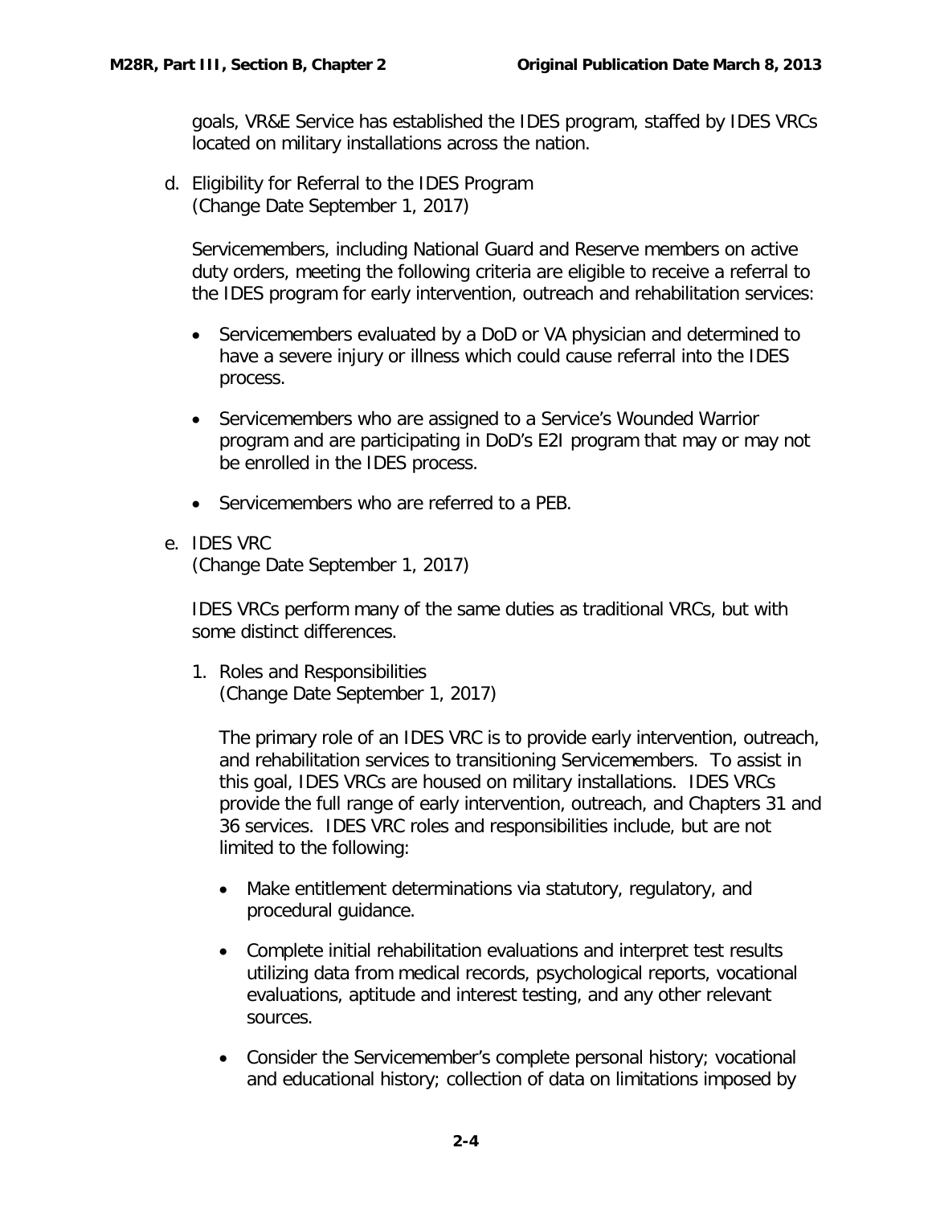goals, VR&E Service has established the IDES program, staffed by IDES VRCs located on military installations across the nation.

d. Eligibility for Referral to the IDES Program
(Change Date September 1, 2017)

Servicemembers, including National Guard and Reserve members on active duty orders, meeting the following criteria are eligible to receive a referral to the IDES program for early intervention, outreach and rehabilitation services:

- Servicemembers evaluated by a DoD or VA physician and determined to have a severe injury or illness which could cause referral into the IDES process.
- Servicemembers who are assigned to a Service's Wounded Warrior program and are participating in DoD's E2I program that may or may not be enrolled in the IDES process.
- Servicemembers who are referred to a PEB.

e. IDES VRC
(Change Date September 1, 2017)

IDES VRCs perform many of the same duties as traditional VRCs, but with some distinct differences.

1. Roles and Responsibilities
(Change Date September 1, 2017)

The primary role of an IDES VRC is to provide early intervention, outreach, and rehabilitation services to transitioning Servicemembers. To assist in this goal, IDES VRCs are housed on military installations. IDES VRCs provide the full range of early intervention, outreach, and Chapters 31 and 36 services. IDES VRC roles and responsibilities include, but are not limited to the following:

- Make entitlement determinations via statutory, regulatory, and procedural guidance.
- Complete initial rehabilitation evaluations and interpret test results utilizing data from medical records, psychological reports, vocational evaluations, aptitude and interest testing, and any other relevant sources.
- Consider the Servicemember's complete personal history; vocational and educational history; collection of data on limitations imposed by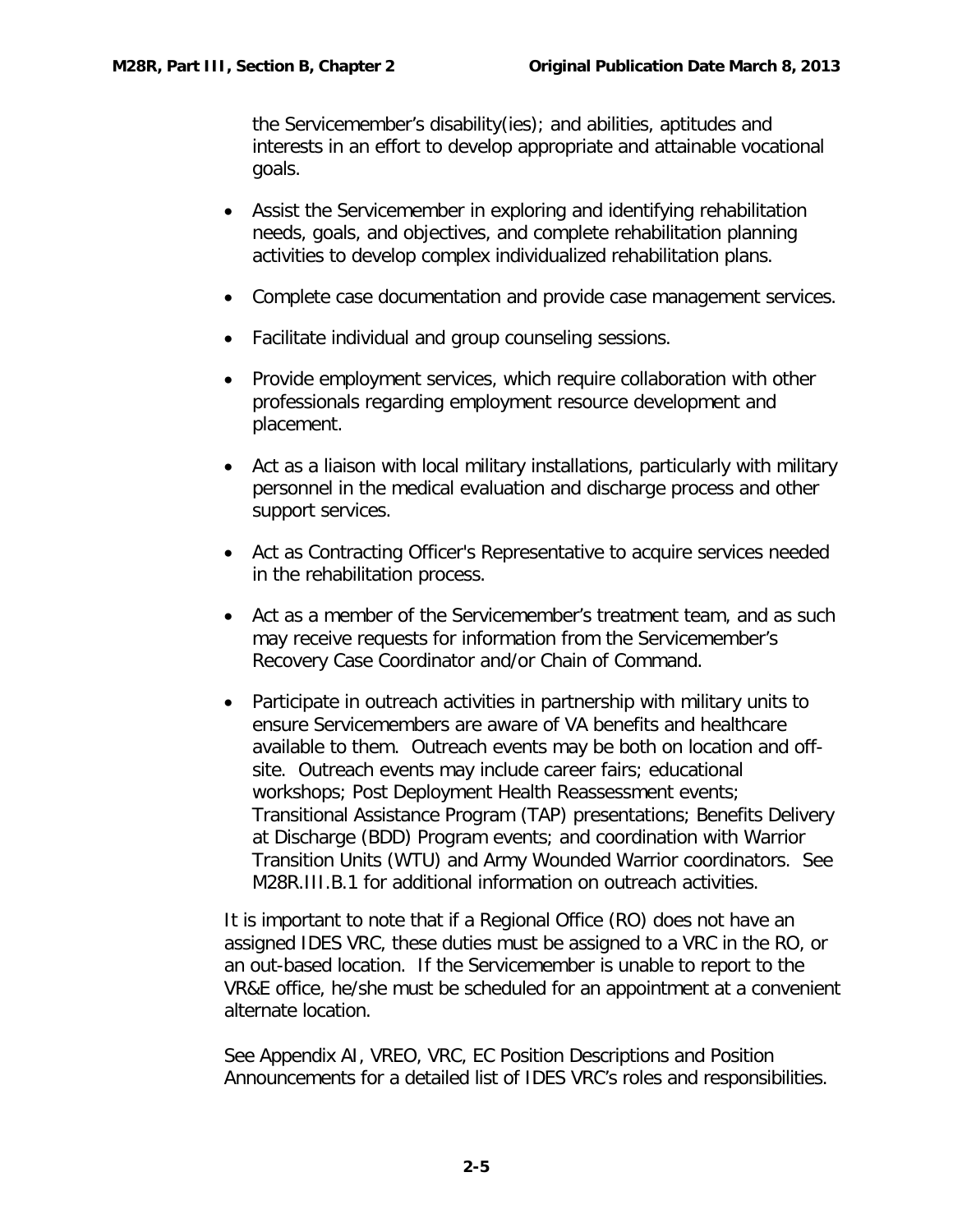the Servicemember's disability(ies); and abilities, aptitudes and interests in an effort to develop appropriate and attainable vocational goals.

- Assist the Servicemember in exploring and identifying rehabilitation needs, goals, and objectives, and complete rehabilitation planning activities to develop complex individualized rehabilitation plans.
- Complete case documentation and provide case management services.
- Facilitate individual and group counseling sessions.
- Provide employment services, which require collaboration with other professionals regarding employment resource development and placement.
- Act as a liaison with local military installations, particularly with military personnel in the medical evaluation and discharge process and other support services.
- Act as Contracting Officer's Representative to acquire services needed in the rehabilitation process.
- Act as a member of the Servicemember's treatment team, and as such may receive requests for information from the Servicemember's Recovery Case Coordinator and/or Chain of Command.
- Participate in outreach activities in partnership with military units to ensure Servicemembers are aware of VA benefits and healthcare available to them. Outreach events may be both on location and off-site. Outreach events may include career fairs; educational workshops; Post Deployment Health Reassessment events; Transitional Assistance Program (TAP) presentations; Benefits Delivery at Discharge (BDD) Program events; and coordination with Warrior Transition Units (WTU) and Army Wounded Warrior coordinators. See M28R.III.B.1 for additional information on outreach activities.

It is important to note that if a Regional Office (RO) does not have an assigned IDES VRC, these duties must be assigned to a VRC in the RO, or an out-based location. If the Servicemember is unable to report to the VR&E office, he/she must be scheduled for an appointment at a convenient alternate location.

See Appendix AI, VREO, VRC, EC Position Descriptions and Position Announcements for a detailed list of IDES VRC's roles and responsibilities.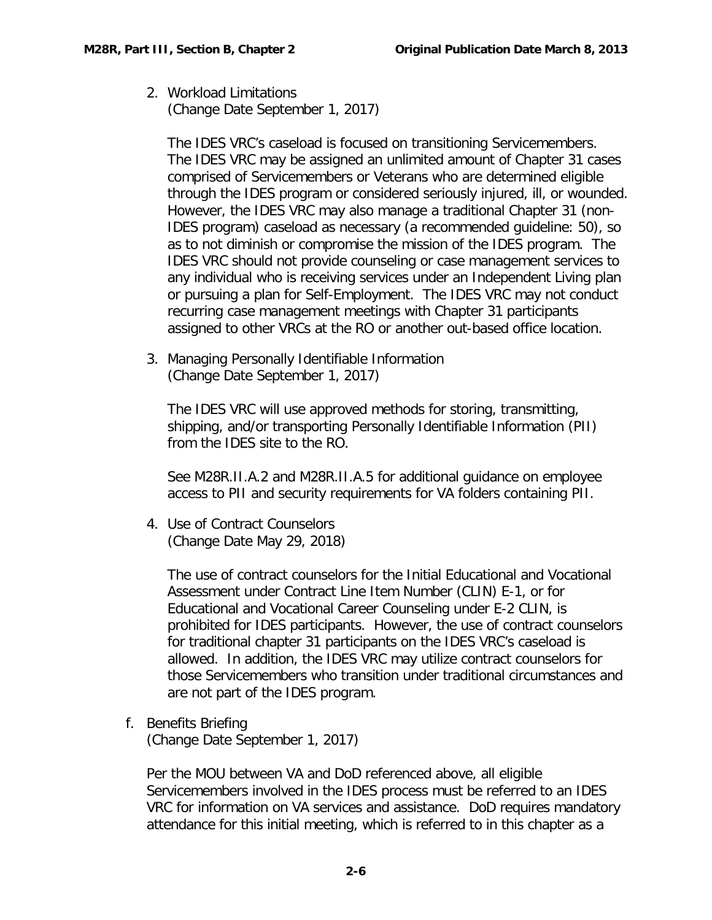2. Workload Limitations
   (Change Date September 1, 2017)

   The IDES VRC's caseload is focused on transitioning Servicemembers. The IDES VRC may be assigned an unlimited amount of Chapter 31 cases comprised of Servicemembers or Veterans who are determined eligible through the IDES program or considered seriously injured, ill, or wounded. However, the IDES VRC may also manage a traditional Chapter 31 (non-IDES program) caseload as necessary (a recommended guideline: 50), so as to not diminish or compromise the mission of the IDES program. The IDES VRC should not provide counseling or case management services to any individual who is receiving services under an Independent Living plan or pursuing a plan for Self-Employment. The IDES VRC may not conduct recurring case management meetings with Chapter 31 participants assigned to other VRCs at the RO or another out-based office location.

3. Managing Personally Identifiable Information
   (Change Date September 1, 2017)

   The IDES VRC will use approved methods for storing, transmitting, shipping, and/or transporting Personally Identifiable Information (PII) from the IDES site to the RO.

   See M28R.II.A.2 and M28R.II.A.5 for additional guidance on employee access to PII and security requirements for VA folders containing PII.

4. Use of Contract Counselors
   (Change Date May 29, 2018)

   The use of contract counselors for the Initial Educational and Vocational Assessment under Contract Line Item Number (CLIN) E-1, or for Educational and Vocational Career Counseling under E-2 CLIN, is prohibited for IDES participants. However, the use of contract counselors for traditional chapter 31 participants on the IDES VRC's caseload is allowed. In addition, the IDES VRC may utilize contract counselors for those Servicemembers who transition under traditional circumstances and are not part of the IDES program.

f. Benefits Briefing
   (Change Date September 1, 2017)

   Per the MOU between VA and DoD referenced above, all eligible Servicemembers involved in the IDES process must be referred to an IDES VRC for information on VA services and assistance. DoD requires mandatory attendance for this initial meeting, which is referred to in this chapter as a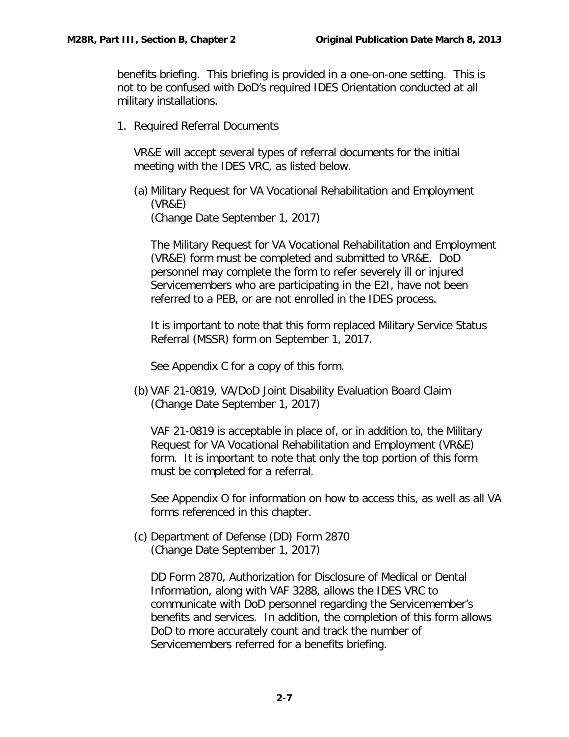benefits briefing. This briefing is provided in a one-on-one setting. This is not to be confused with DoD's required IDES Orientation conducted at all military installations.

1. Required Referral Documents

   VR&E will accept several types of referral documents for the initial meeting with the IDES VRC, as listed below.

   (a) Military Request for VA Vocational Rehabilitation and Employment (VR&E)
   (Change Date September 1, 2017)

   The Military Request for VA Vocational Rehabilitation and Employment (VR&E) form must be completed and submitted to VR&E. DoD personnel may complete the form to refer severely ill or injured Servicemembers who are participating in the E2I, have not been referred to a PEB, or are not enrolled in the IDES process.

   It is important to note that this form replaced Military Service Status Referral (MSSR) form on September 1, 2017.

   See Appendix C for a copy of this form.

   (b) VAF 21-0819, VA/DoD Joint Disability Evaluation Board Claim
   (Change Date September 1, 2017)

   VAF 21-0819 is acceptable in place of, or in addition to, the Military Request for VA Vocational Rehabilitation and Employment (VR&E) form. It is important to note that only the top portion of this form must be completed for a referral.

   See Appendix O for information on how to access this, as well as all VA forms referenced in this chapter.

   (c) Department of Defense (DD) Form 2870
   (Change Date September 1, 2017)

   DD Form 2870, Authorization for Disclosure of Medical or Dental Information, along with VAF 3288, allows the IDES VRC to communicate with DoD personnel regarding the Servicemember's benefits and services. In addition, the completion of this form allows DoD to more accurately count and track the number of Servicemembers referred for a benefits briefing.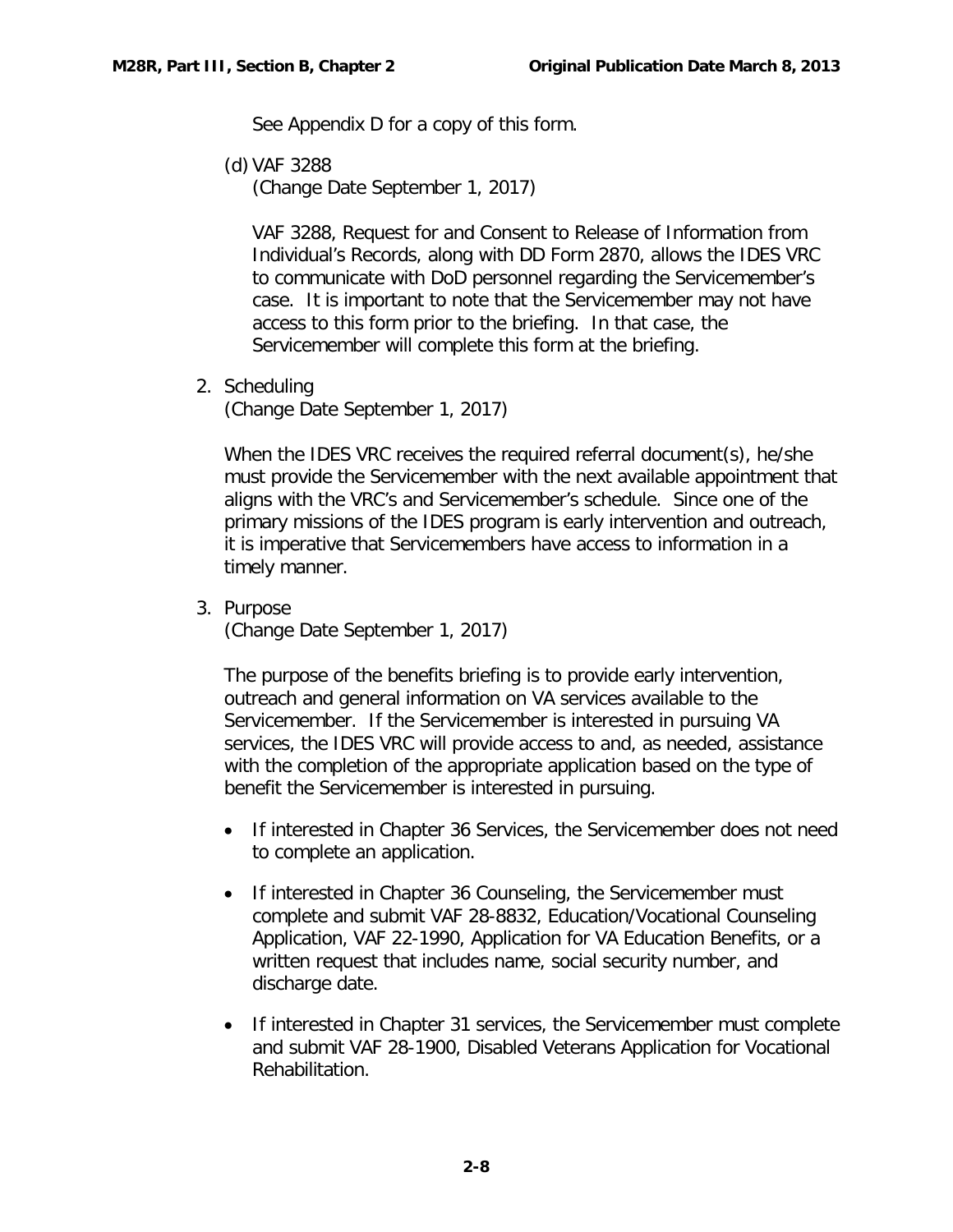See Appendix D for a copy of this form.

(d) VAF 3288
(Change Date September 1, 2017)

VAF 3288, Request for and Consent to Release of Information from Individual's Records, along with DD Form 2870, allows the IDES VRC to communicate with DoD personnel regarding the Servicemember's case. It is important to note that the Servicemember may not have access to this form prior to the briefing. In that case, the Servicemember will complete this form at the briefing.

2. Scheduling
(Change Date September 1, 2017)

When the IDES VRC receives the required referral document(s), he/she must provide the Servicemember with the next available appointment that aligns with the VRC's and Servicemember's schedule. Since one of the primary missions of the IDES program is early intervention and outreach, it is imperative that Servicemembers have access to information in a timely manner.

3. Purpose
(Change Date September 1, 2017)

The purpose of the benefits briefing is to provide early intervention, outreach and general information on VA services available to the Servicemember. If the Servicemember is interested in pursuing VA services, the IDES VRC will provide access to and, as needed, assistance with the completion of the appropriate application based on the type of benefit the Servicemember is interested in pursuing.

- If interested in Chapter 36 Services, the Servicemember does not need to complete an application.
- If interested in Chapter 36 Counseling, the Servicemember must complete and submit VAF 28-8832, Education/Vocational Counseling Application, VAF 22-1990, Application for VA Education Benefits, or a written request that includes name, social security number, and discharge date.
- If interested in Chapter 31 services, the Servicemember must complete and submit VAF 28-1900, Disabled Veterans Application for Vocational Rehabilitation.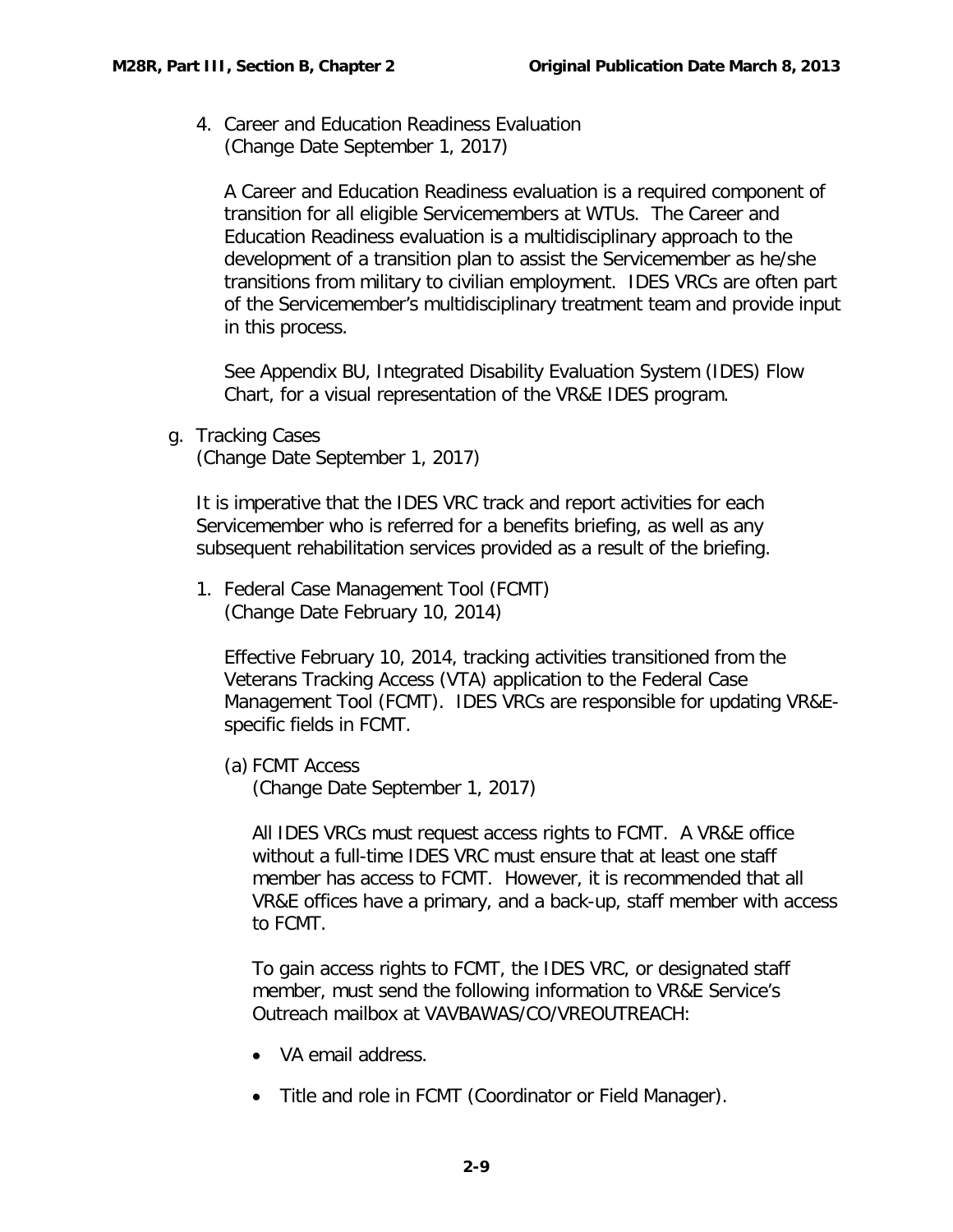4. Career and Education Readiness Evaluation
   (Change Date September 1, 2017)

   A Career and Education Readiness evaluation is a required component of transition for all eligible Servicemembers at WTUs. The Career and Education Readiness evaluation is a multidisciplinary approach to the development of a transition plan to assist the Servicemember as he/she transitions from military to civilian employment. IDES VRCs are often part of the Servicemember's multidisciplinary treatment team and provide input in this process.

   See Appendix BU, Integrated Disability Evaluation System (IDES) Flow Chart, for a visual representation of the VR&E IDES program.

g. Tracking Cases
   (Change Date September 1, 2017)

   It is imperative that the IDES VRC track and report activities for each Servicemember who is referred for a benefits briefing, as well as any subsequent rehabilitation services provided as a result of the briefing.

1. Federal Case Management Tool (FCMT)
   (Change Date February 10, 2014)

   Effective February 10, 2014, tracking activities transitioned from the Veterans Tracking Access (VTA) application to the Federal Case Management Tool (FCMT). IDES VRCs are responsible for updating VR&E-specific fields in FCMT.

   (a) FCMT Access
   (Change Date September 1, 2017)

   All IDES VRCs must request access rights to FCMT. A VR&E office without a full-time IDES VRC must ensure that at least one staff member has access to FCMT. However, it is recommended that all VR&E offices have a primary, and a back-up, staff member with access to FCMT.

   To gain access rights to FCMT, the IDES VRC, or designated staff member, must send the following information to VR&E Service's Outreach mailbox at VAVBAWAS/CO/VREOUTREACH:

   - VA email address.
   - Title and role in FCMT (Coordinator or Field Manager).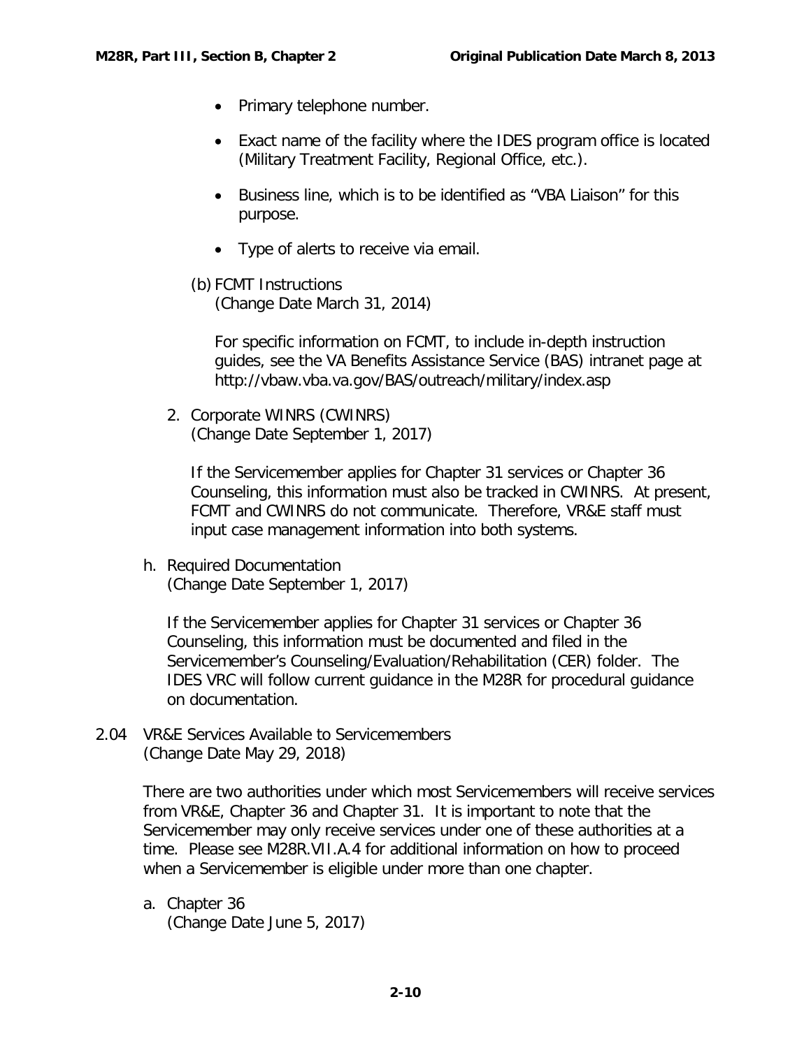- Primary telephone number.
- Exact name of the facility where the IDES program office is located (Military Treatment Facility, Regional Office, etc.).
- Business line, which is to be identified as "VBA Liaison" for this purpose.
- Type of alerts to receive via email.

(b) FCMT Instructions
(Change Date March 31, 2014)

For specific information on FCMT, to include in-depth instruction guides, see the VA Benefits Assistance Service (BAS) intranet page at http://vbaw.vba.va.gov/BAS/outreach/military/index.asp

2. Corporate WINRS (CWINRS)
(Change Date September 1, 2017)

If the Servicemember applies for Chapter 31 services or Chapter 36 Counseling, this information must also be tracked in CWINRS. At present, FCMT and CWINRS do not communicate. Therefore, VR&E staff must input case management information into both systems.

h. Required Documentation
(Change Date September 1, 2017)

If the Servicemember applies for Chapter 31 services or Chapter 36 Counseling, this information must be documented and filed in the Servicemember's Counseling/Evaluation/Rehabilitation (CER) folder. The IDES VRC will follow current guidance in the M28R for procedural guidance on documentation.

2.04 VR&E Services Available to Servicemembers
(Change Date May 29, 2018)

There are two authorities under which most Servicemembers will receive services from VR&E, Chapter 36 and Chapter 31. It is important to note that the Servicemember may only receive services under one of these authorities at a time. Please see M28R.VII.A.4 for additional information on how to proceed when a Servicemember is eligible under more than one chapter.

a. Chapter 36
(Change Date June 5, 2017)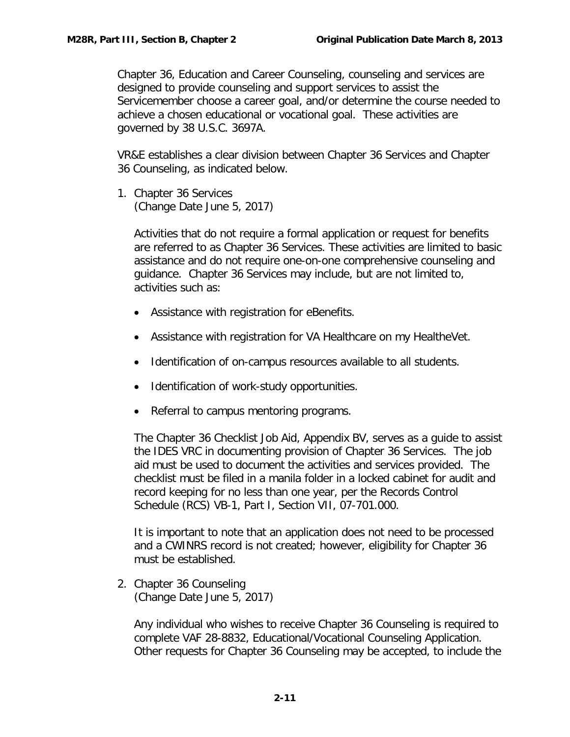Chapter 36, Education and Career Counseling, counseling and services are designed to provide counseling and support services to assist the Servicemember choose a career goal, and/or determine the course needed to achieve a chosen educational or vocational goal. These activities are governed by 38 U.S.C. 3697A.

VR&E establishes a clear division between Chapter 36 Services and Chapter 36 Counseling, as indicated below.

1. Chapter 36 Services
   (Change Date June 5, 2017)

   Activities that do not require a formal application or request for benefits are referred to as Chapter 36 Services. These activities are limited to basic assistance and do not require one-on-one comprehensive counseling and guidance. Chapter 36 Services may include, but are not limited to, activities such as:

   - Assistance with registration for eBenefits.
   - Assistance with registration for VA Healthcare on my HealtheVet.
   - Identification of on-campus resources available to all students.
   - Identification of work-study opportunities.
   - Referral to campus mentoring programs.

   The Chapter 36 Checklist Job Aid, Appendix BV, serves as a guide to assist the IDES VRC in documenting provision of Chapter 36 Services. The job aid must be used to document the activities and services provided. The checklist must be filed in a manila folder in a locked cabinet for audit and record keeping for no less than one year, per the Records Control Schedule (RCS) VB-1, Part I, Section VII, 07-701.000.

   It is important to note that an application does not need to be processed and a CWINRS record is not created; however, eligibility for Chapter 36 must be established.

2. Chapter 36 Counseling
   (Change Date June 5, 2017)

   Any individual who wishes to receive Chapter 36 Counseling is required to complete VAF 28-8832, Educational/Vocational Counseling Application. Other requests for Chapter 36 Counseling may be accepted, to include the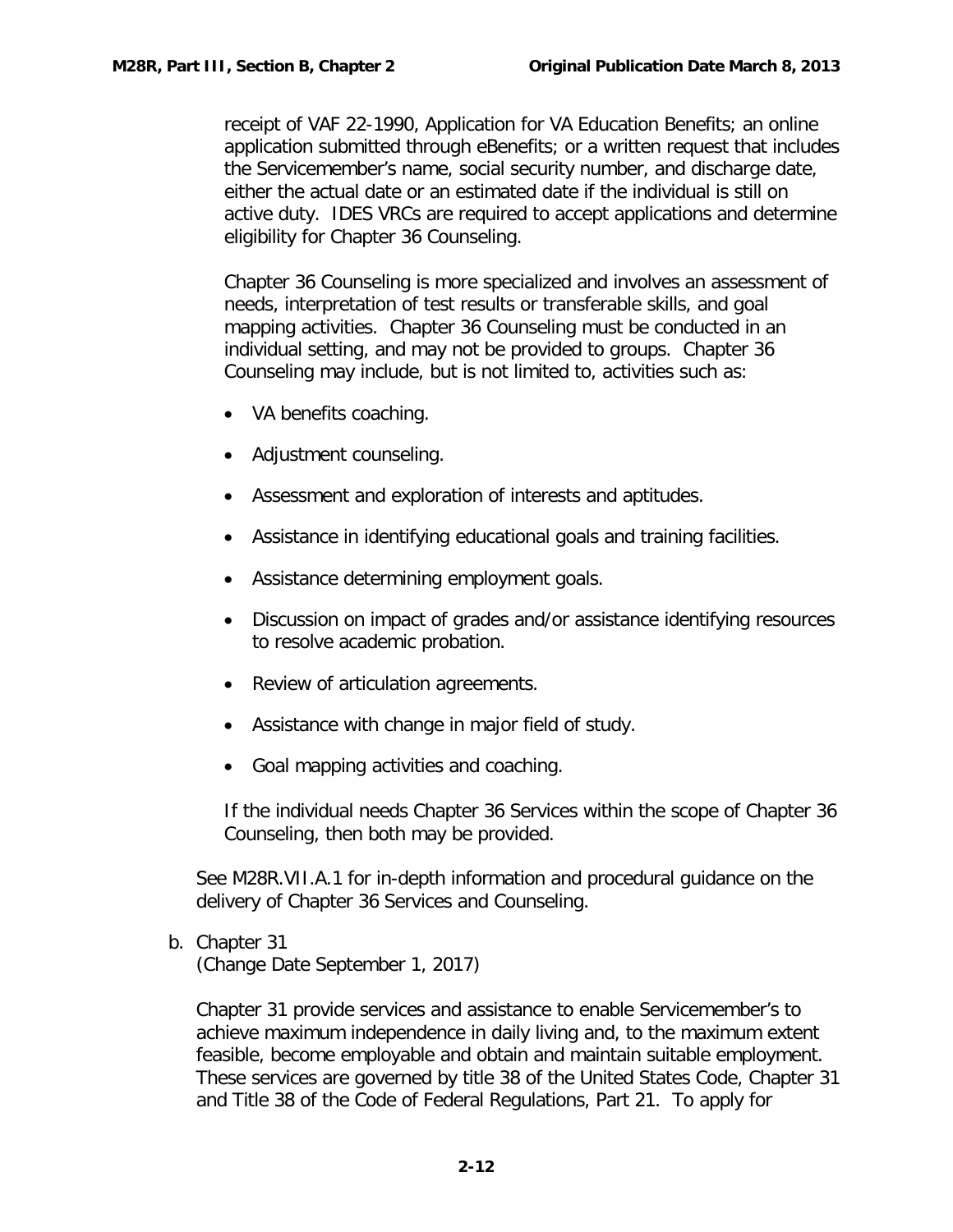receipt of VAF 22-1990, Application for VA Education Benefits; an online application submitted through eBenefits; or a written request that includes the Servicemember's name, social security number, and discharge date, either the actual date or an estimated date if the individual is still on active duty. IDES VRCs are required to accept applications and determine eligibility for Chapter 36 Counseling.

Chapter 36 Counseling is more specialized and involves an assessment of needs, interpretation of test results or transferable skills, and goal mapping activities. Chapter 36 Counseling must be conducted in an individual setting, and may not be provided to groups. Chapter 36 Counseling may include, but is not limited to, activities such as:

- VA benefits coaching.
- Adjustment counseling.
- Assessment and exploration of interests and aptitudes.
- Assistance in identifying educational goals and training facilities.
- Assistance determining employment goals.
- Discussion on impact of grades and/or assistance identifying resources to resolve academic probation.
- Review of articulation agreements.
- Assistance with change in major field of study.
- Goal mapping activities and coaching.

If the individual needs Chapter 36 Services within the scope of Chapter 36 Counseling, then both may be provided.

See M28R.VII.A.1 for in-depth information and procedural guidance on the delivery of Chapter 36 Services and Counseling.

b. Chapter 31
(Change Date September 1, 2017)

Chapter 31 provide services and assistance to enable Servicemember's to achieve maximum independence in daily living and, to the maximum extent feasible, become employable and obtain and maintain suitable employment. These services are governed by title 38 of the United States Code, Chapter 31 and Title 38 of the Code of Federal Regulations, Part 21. To apply for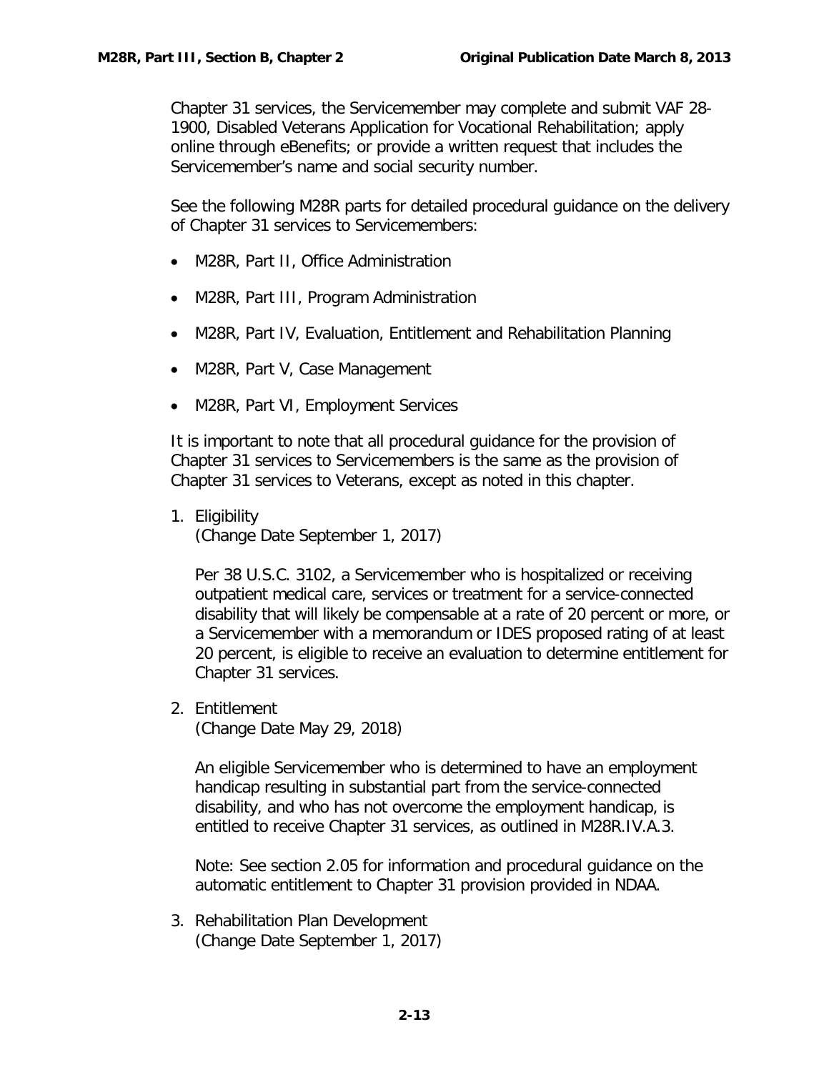Chapter 31 services, the Servicemember may complete and submit VAF 28-1900, Disabled Veterans Application for Vocational Rehabilitation; apply online through eBenefits; or provide a written request that includes the Servicemember's name and social security number.

See the following M28R parts for detailed procedural guidance on the delivery of Chapter 31 services to Servicemembers:

- M28R, Part II, Office Administration
- M28R, Part III, Program Administration
- M28R, Part IV, Evaluation, Entitlement and Rehabilitation Planning
- M28R, Part V, Case Management
- M28R, Part VI, Employment Services

It is important to note that all procedural guidance for the provision of Chapter 31 services to Servicemembers is the same as the provision of Chapter 31 services to Veterans, except as noted in this chapter.

1. Eligibility
   (Change Date September 1, 2017)

   Per 38 U.S.C. 3102, a Servicemember who is hospitalized or receiving outpatient medical care, services or treatment for a service-connected disability that will likely be compensable at a rate of 20 percent or more, or a Servicemember with a memorandum or IDES proposed rating of at least 20 percent, is eligible to receive an evaluation to determine entitlement for Chapter 31 services.

2. Entitlement
   (Change Date May 29, 2018)

   An eligible Servicemember who is determined to have an employment handicap resulting in substantial part from the service-connected disability, and who has not overcome the employment handicap, is entitled to receive Chapter 31 services, as outlined in M28R.IV.A.3.

   Note: See section 2.05 for information and procedural guidance on the automatic entitlement to Chapter 31 provision provided in NDAA.

3. Rehabilitation Plan Development
   (Change Date September 1, 2017)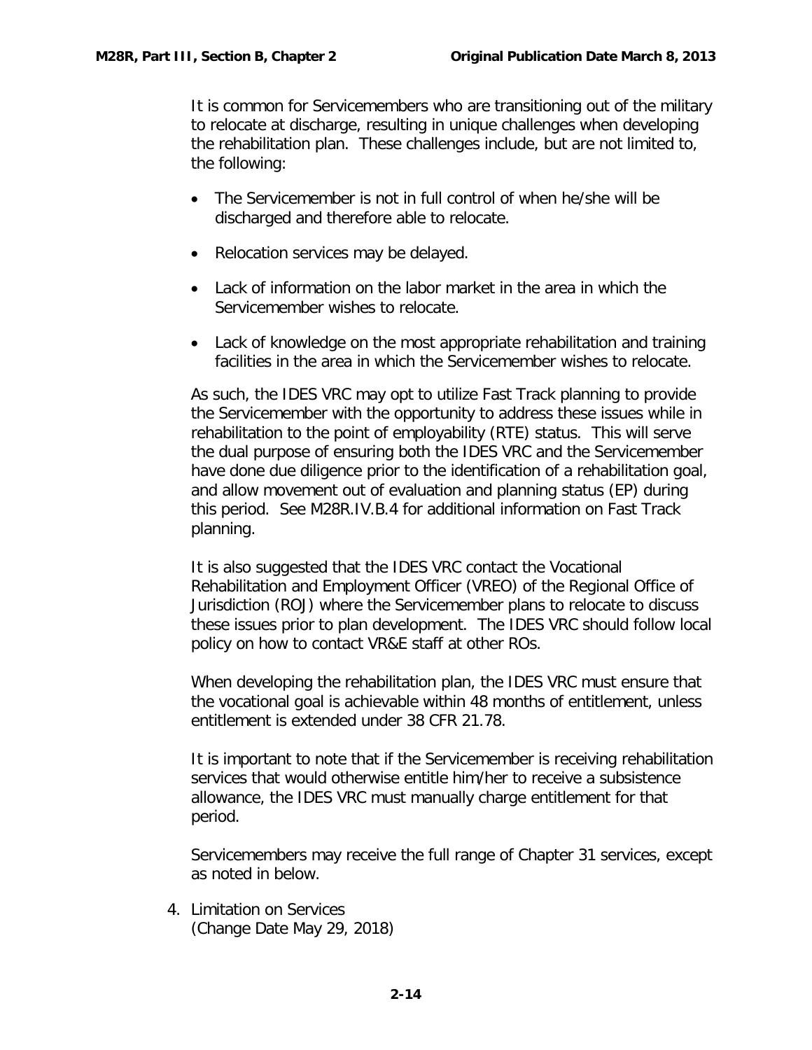It is common for Servicemembers who are transitioning out of the military to relocate at discharge, resulting in unique challenges when developing the rehabilitation plan. These challenges include, but are not limited to, the following:

- The Servicemember is not in full control of when he/she will be discharged and therefore able to relocate.
- Relocation services may be delayed.
- Lack of information on the labor market in the area in which the Servicemember wishes to relocate.
- Lack of knowledge on the most appropriate rehabilitation and training facilities in the area in which the Servicemember wishes to relocate.

As such, the IDES VRC may opt to utilize Fast Track planning to provide the Servicemember with the opportunity to address these issues while in rehabilitation to the point of employability (RTE) status. This will serve the dual purpose of ensuring both the IDES VRC and the Servicemember have done due diligence prior to the identification of a rehabilitation goal, and allow movement out of evaluation and planning status (EP) during this period. See M28R.IV.B.4 for additional information on Fast Track planning.

It is also suggested that the IDES VRC contact the Vocational Rehabilitation and Employment Officer (VREO) of the Regional Office of Jurisdiction (ROJ) where the Servicemember plans to relocate to discuss these issues prior to plan development. The IDES VRC should follow local policy on how to contact VR&E staff at other ROs.

When developing the rehabilitation plan, the IDES VRC must ensure that the vocational goal is achievable within 48 months of entitlement, unless entitlement is extended under 38 CFR 21.78.

It is important to note that if the Servicemember is receiving rehabilitation services that would otherwise entitle him/her to receive a subsistence allowance, the IDES VRC must manually charge entitlement for that period.

Servicemembers may receive the full range of Chapter 31 services, except as noted in below.

4. Limitation on Services
(Change Date May 29, 2018)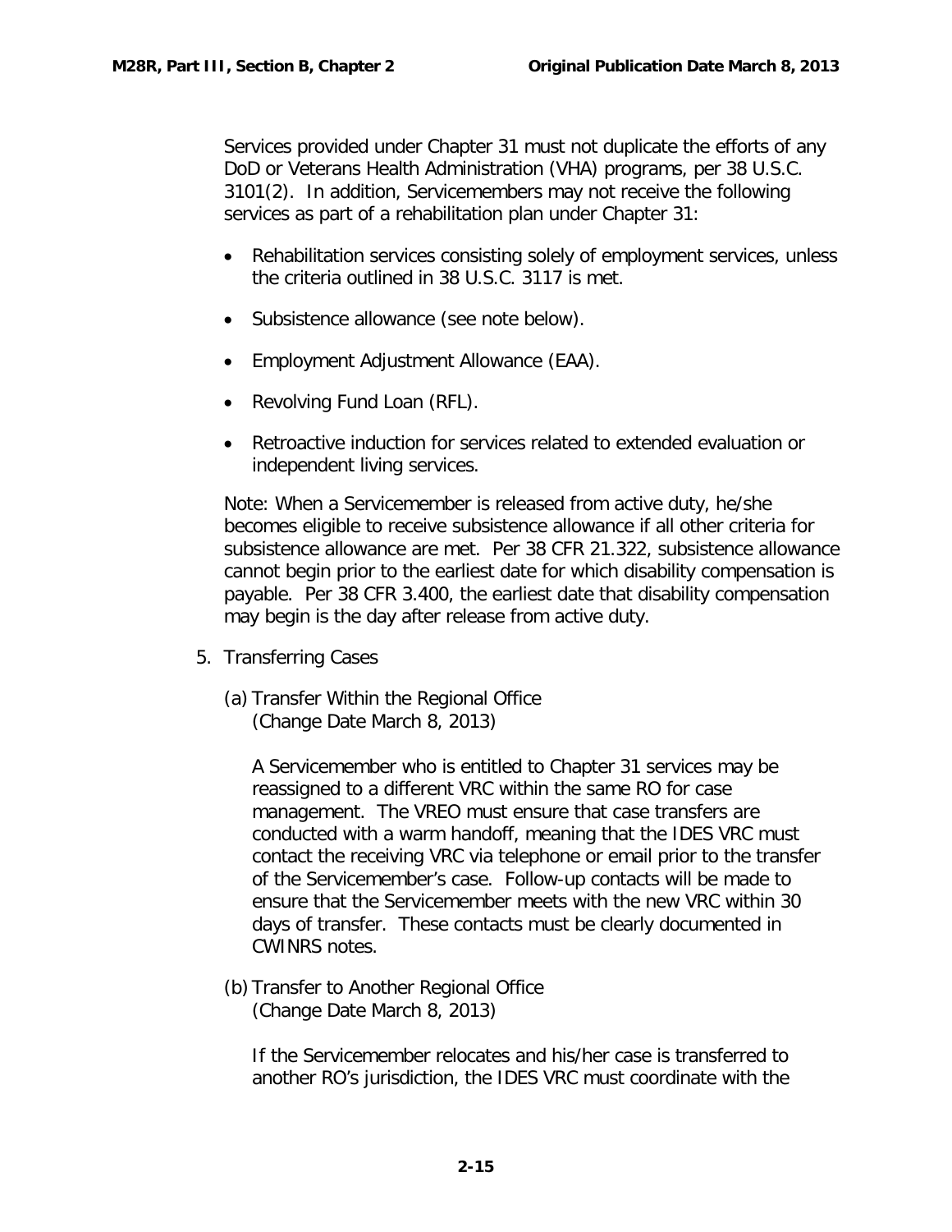Services provided under Chapter 31 must not duplicate the efforts of any DoD or Veterans Health Administration (VHA) programs, per 38 U.S.C. 3101(2). In addition, Servicemembers may not receive the following services as part of a rehabilitation plan under Chapter 31:

- Rehabilitation services consisting solely of employment services, unless the criteria outlined in 38 U.S.C. 3117 is met.
- Subsistence allowance (see note below).
- Employment Adjustment Allowance (EAA).
- Revolving Fund Loan (RFL).
- Retroactive induction for services related to extended evaluation or independent living services.

Note: When a Servicemember is released from active duty, he/she becomes eligible to receive subsistence allowance if all other criteria for subsistence allowance are met. Per 38 CFR 21.322, subsistence allowance cannot begin prior to the earliest date for which disability compensation is payable. Per 38 CFR 3.400, the earliest date that disability compensation may begin is the day after release from active duty.

5. Transferring Cases

(a) Transfer Within the Regional Office
(Change Date March 8, 2013)

A Servicemember who is entitled to Chapter 31 services may be reassigned to a different VRC within the same RO for case management. The VREO must ensure that case transfers are conducted with a warm handoff, meaning that the IDES VRC must contact the receiving VRC via telephone or email prior to the transfer of the Servicemember's case. Follow-up contacts will be made to ensure that the Servicemember meets with the new VRC within 30 days of transfer. These contacts must be clearly documented in CWINRS notes.

(b) Transfer to Another Regional Office
(Change Date March 8, 2013)

If the Servicemember relocates and his/her case is transferred to another RO's jurisdiction, the IDES VRC must coordinate with the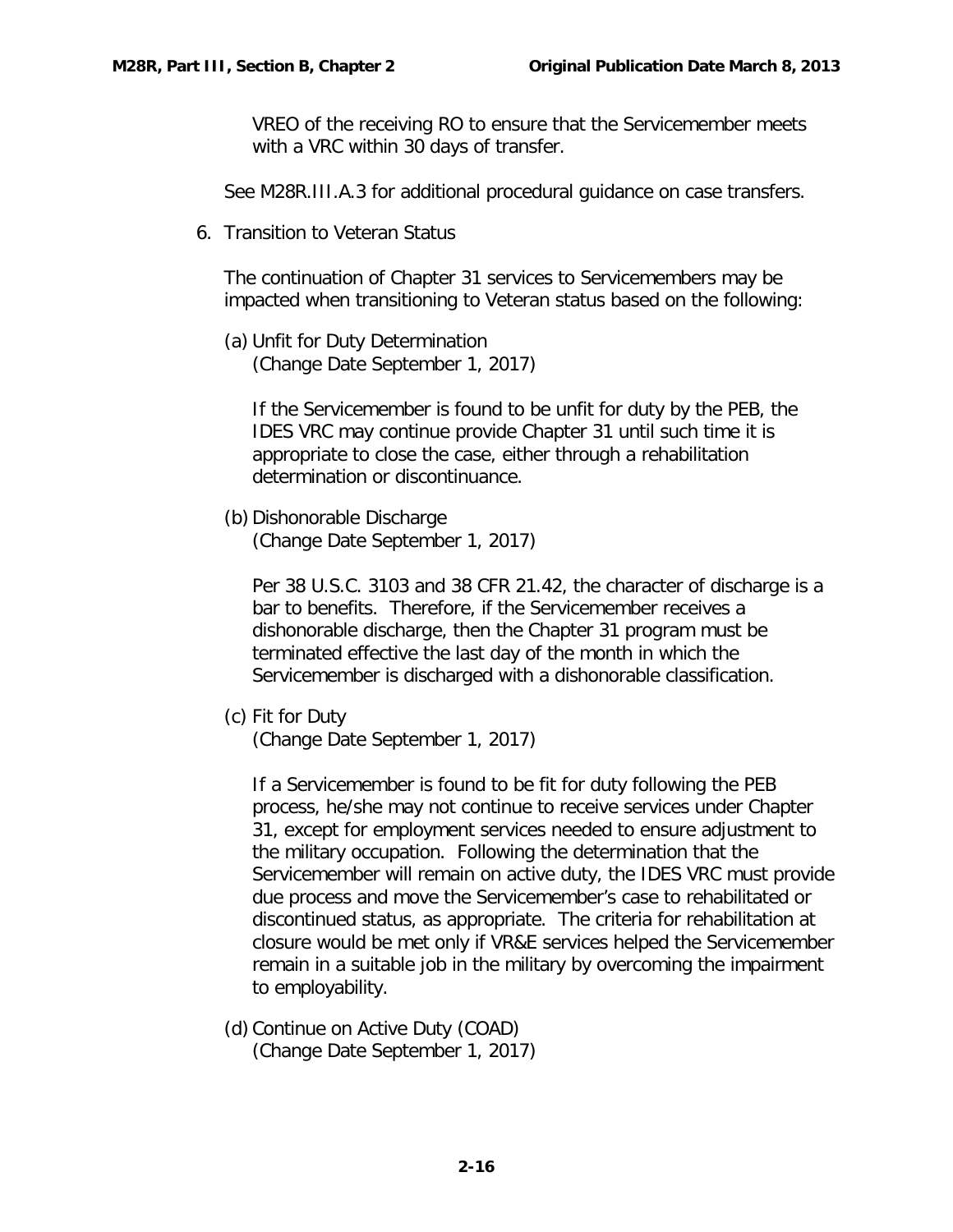VREO of the receiving RO to ensure that the Servicemember meets with a VRC within 30 days of transfer.

See M28R.III.A.3 for additional procedural guidance on case transfers.

6. Transition to Veteran Status

The continuation of Chapter 31 services to Servicemembers may be impacted when transitioning to Veteran status based on the following:

(a) Unfit for Duty Determination
(Change Date September 1, 2017)

If the Servicemember is found to be unfit for duty by the PEB, the IDES VRC may continue provide Chapter 31 until such time it is appropriate to close the case, either through a rehabilitation determination or discontinuance.

(b) Dishonorable Discharge
(Change Date September 1, 2017)

Per 38 U.S.C. 3103 and 38 CFR 21.42, the character of discharge is a bar to benefits. Therefore, if the Servicemember receives a dishonorable discharge, then the Chapter 31 program must be terminated effective the last day of the month in which the Servicemember is discharged with a dishonorable classification.

(c) Fit for Duty
(Change Date September 1, 2017)

If a Servicemember is found to be fit for duty following the PEB process, he/she may not continue to receive services under Chapter 31, except for employment services needed to ensure adjustment to the military occupation. Following the determination that the Servicemember will remain on active duty, the IDES VRC must provide due process and move the Servicemember's case to rehabilitated or discontinued status, as appropriate. The criteria for rehabilitation at closure would be met only if VR&E services helped the Servicemember remain in a suitable job in the military by overcoming the impairment to employability.

(d) Continue on Active Duty (COAD)
(Change Date September 1, 2017)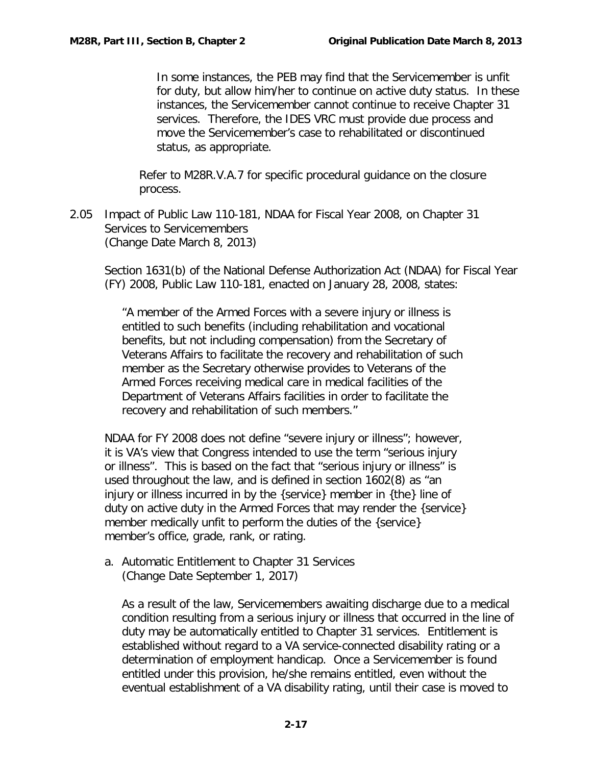In some instances, the PEB may find that the Servicemember is unfit for duty, but allow him/her to continue on active duty status. In these instances, the Servicemember cannot continue to receive Chapter 31 services. Therefore, the IDES VRC must provide due process and move the Servicemember's case to rehabilitated or discontinued status, as appropriate.

Refer to M28R.V.A.7 for specific procedural guidance on the closure process.

## 2.05 Impact of Public Law 110-181, NDAA for Fiscal Year 2008, on Chapter 31 Services to Servicemembers
(Change Date March 8, 2013)

Section 1631(b) of the National Defense Authorization Act (NDAA) for Fiscal Year (FY) 2008, Public Law 110-181, enacted on January 28, 2008, states:

> "A member of the Armed Forces with a severe injury or illness is entitled to such benefits (including rehabilitation and vocational benefits, but not including compensation) from the Secretary of Veterans Affairs to facilitate the recovery and rehabilitation of such member as the Secretary otherwise provides to Veterans of the Armed Forces receiving medical care in medical facilities of the Department of Veterans Affairs facilities in order to facilitate the recovery and rehabilitation of such members."

NDAA for FY 2008 does not define "severe injury or illness"; however, it is VA's view that Congress intended to use the term "serious injury or illness". This is based on the fact that "serious injury or illness" is used throughout the law, and is defined in section 1602(8) as "an injury or illness incurred in by the {service} member in {the} line of duty on active duty in the Armed Forces that may render the {service} member medically unfit to perform the duties of the {service} member's office, grade, rank, or rating.

### a. Automatic Entitlement to Chapter 31 Services
(Change Date September 1, 2017)

As a result of the law, Servicemembers awaiting discharge due to a medical condition resulting from a serious injury or illness that occurred in the line of duty may be automatically entitled to Chapter 31 services. Entitlement is established without regard to a VA service-connected disability rating or a determination of employment handicap. Once a Servicemember is found entitled under this provision, he/she remains entitled, even without the eventual establishment of a VA disability rating, until their case is moved to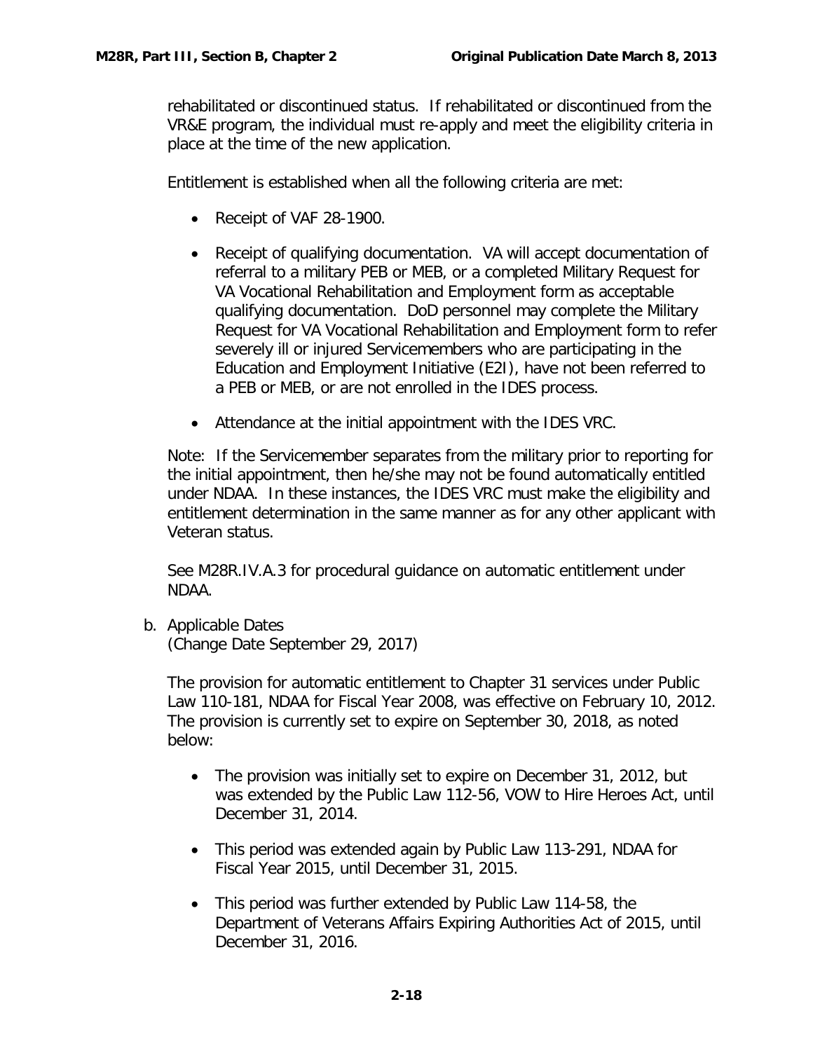rehabilitated or discontinued status. If rehabilitated or discontinued from the VR&E program, the individual must re-apply and meet the eligibility criteria in place at the time of the new application.

Entitlement is established when all the following criteria are met:

- Receipt of VAF 28-1900.
- Receipt of qualifying documentation. VA will accept documentation of referral to a military PEB or MEB, or a completed Military Request for VA Vocational Rehabilitation and Employment form as acceptable qualifying documentation. DoD personnel may complete the Military Request for VA Vocational Rehabilitation and Employment form to refer severely ill or injured Servicemembers who are participating in the Education and Employment Initiative (E2I), have not been referred to a PEB or MEB, or are not enrolled in the IDES process.
- Attendance at the initial appointment with the IDES VRC.

Note: If the Servicemember separates from the military prior to reporting for the initial appointment, then he/she may not be found automatically entitled under NDAA. In these instances, the IDES VRC must make the eligibility and entitlement determination in the same manner as for any other applicant with Veteran status.

See M28R.IV.A.3 for procedural guidance on automatic entitlement under NDAA.

b. Applicable Dates
(Change Date September 29, 2017)

The provision for automatic entitlement to Chapter 31 services under Public Law 110-181, NDAA for Fiscal Year 2008, was effective on February 10, 2012. The provision is currently set to expire on September 30, 2018, as noted below:

- The provision was initially set to expire on December 31, 2012, but was extended by the Public Law 112-56, VOW to Hire Heroes Act, until December 31, 2014.
- This period was extended again by Public Law 113-291, NDAA for Fiscal Year 2015, until December 31, 2015.
- This period was further extended by Public Law 114-58, the Department of Veterans Affairs Expiring Authorities Act of 2015, until December 31, 2016.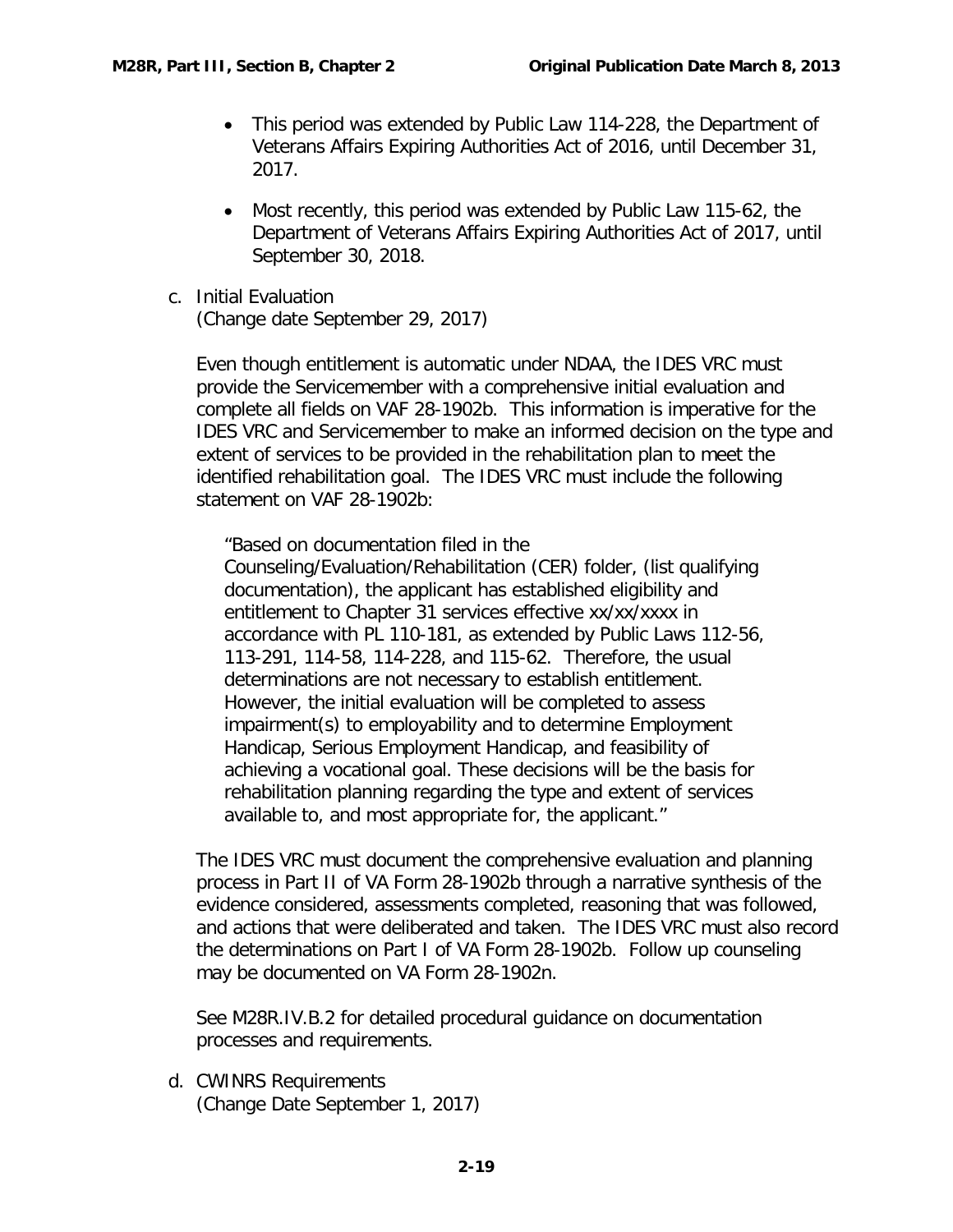- This period was extended by Public Law 114-228, the Department of Veterans Affairs Expiring Authorities Act of 2016, until December 31, 2017.
- Most recently, this period was extended by Public Law 115-62, the Department of Veterans Affairs Expiring Authorities Act of 2017, until September 30, 2018.

c. Initial Evaluation
(Change date September 29, 2017)

Even though entitlement is automatic under NDAA, the IDES VRC must provide the Servicemember with a comprehensive initial evaluation and complete all fields on VAF 28-1902b. This information is imperative for the IDES VRC and Servicemember to make an informed decision on the type and extent of services to be provided in the rehabilitation plan to meet the identified rehabilitation goal. The IDES VRC must include the following statement on VAF 28-1902b:

> "Based on documentation filed in the Counseling/Evaluation/Rehabilitation (CER) folder, (list qualifying documentation), the applicant has established eligibility and entitlement to Chapter 31 services effective xx/xx/xxxx in accordance with PL 110-181, as extended by Public Laws 112-56, 113-291, 114-58, 114-228, and 115-62. Therefore, the usual determinations are not necessary to establish entitlement. However, the initial evaluation will be completed to assess impairment(s) to employability and to determine Employment Handicap, Serious Employment Handicap, and feasibility of achieving a vocational goal. These decisions will be the basis for rehabilitation planning regarding the type and extent of services available to, and most appropriate for, the applicant."

The IDES VRC must document the comprehensive evaluation and planning process in Part II of VA Form 28-1902b through a narrative synthesis of the evidence considered, assessments completed, reasoning that was followed, and actions that were deliberated and taken. The IDES VRC must also record the determinations on Part I of VA Form 28-1902b. Follow up counseling may be documented on VA Form 28-1902n.

See M28R.IV.B.2 for detailed procedural guidance on documentation processes and requirements.

d. CWINRS Requirements
(Change Date September 1, 2017)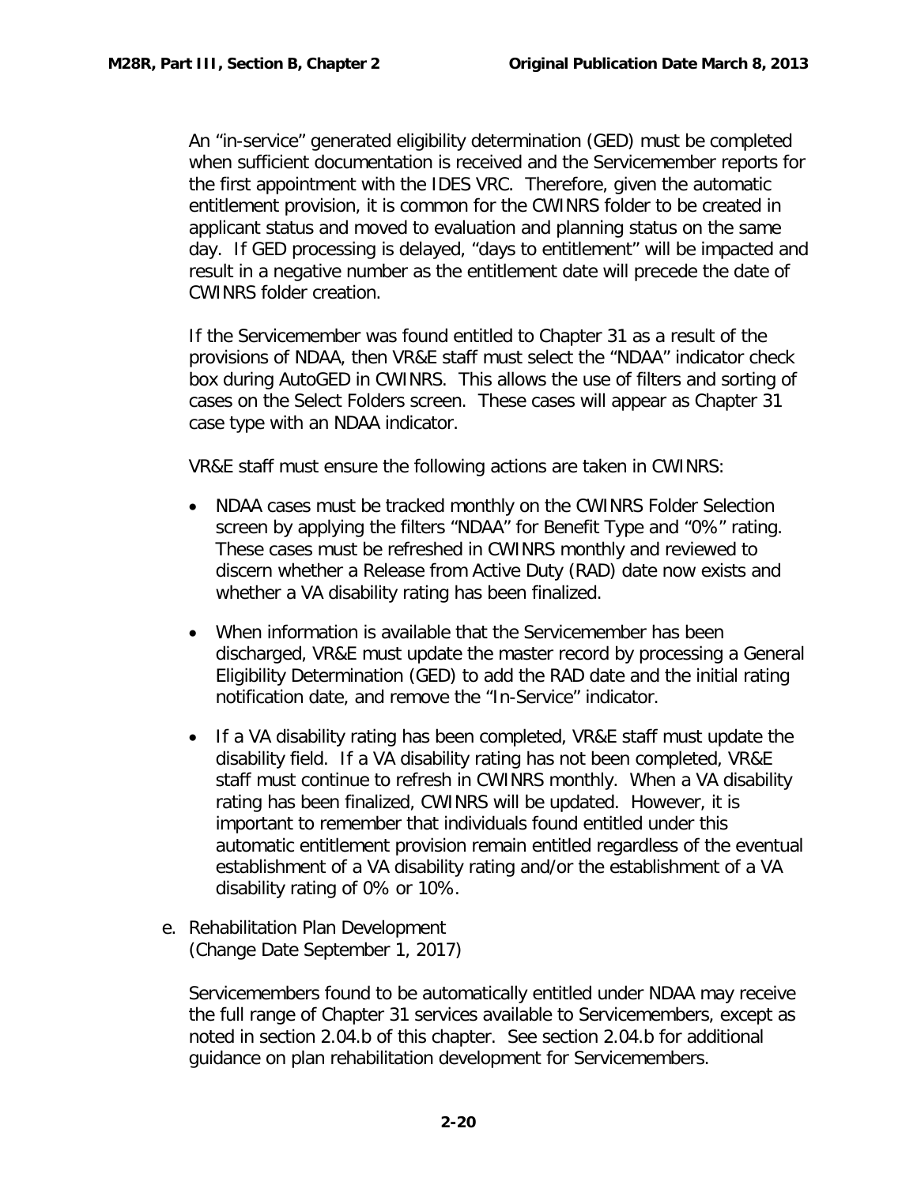An "in-service" generated eligibility determination (GED) must be completed when sufficient documentation is received and the Servicemember reports for the first appointment with the IDES VRC. Therefore, given the automatic entitlement provision, it is common for the CWINRS folder to be created in applicant status and moved to evaluation and planning status on the same day. If GED processing is delayed, "days to entitlement" will be impacted and result in a negative number as the entitlement date will precede the date of CWINRS folder creation.

If the Servicemember was found entitled to Chapter 31 as a result of the provisions of NDAA, then VR&E staff must select the "NDAA" indicator check box during AutoGED in CWINRS. This allows the use of filters and sorting of cases on the Select Folders screen. These cases will appear as Chapter 31 case type with an NDAA indicator.

VR&E staff must ensure the following actions are taken in CWINRS:

- NDAA cases must be tracked monthly on the CWINRS Folder Selection screen by applying the filters "NDAA" for Benefit Type and "0%" rating. These cases must be refreshed in CWINRS monthly and reviewed to discern whether a Release from Active Duty (RAD) date now exists and whether a VA disability rating has been finalized.
- When information is available that the Servicemember has been discharged, VR&E must update the master record by processing a General Eligibility Determination (GED) to add the RAD date and the initial rating notification date, and remove the "In-Service" indicator.
- If a VA disability rating has been completed, VR&E staff must update the disability field. If a VA disability rating has not been completed, VR&E staff must continue to refresh in CWINRS monthly. When a VA disability rating has been finalized, CWINRS will be updated. However, it is important to remember that individuals found entitled under this automatic entitlement provision remain entitled regardless of the eventual establishment of a VA disability rating and/or the establishment of a VA disability rating of 0% or 10%.

e. Rehabilitation Plan Development
(Change Date September 1, 2017)

Servicemembers found to be automatically entitled under NDAA may receive the full range of Chapter 31 services available to Servicemembers, except as noted in section 2.04.b of this chapter. See section 2.04.b for additional guidance on plan rehabilitation development for Servicemembers.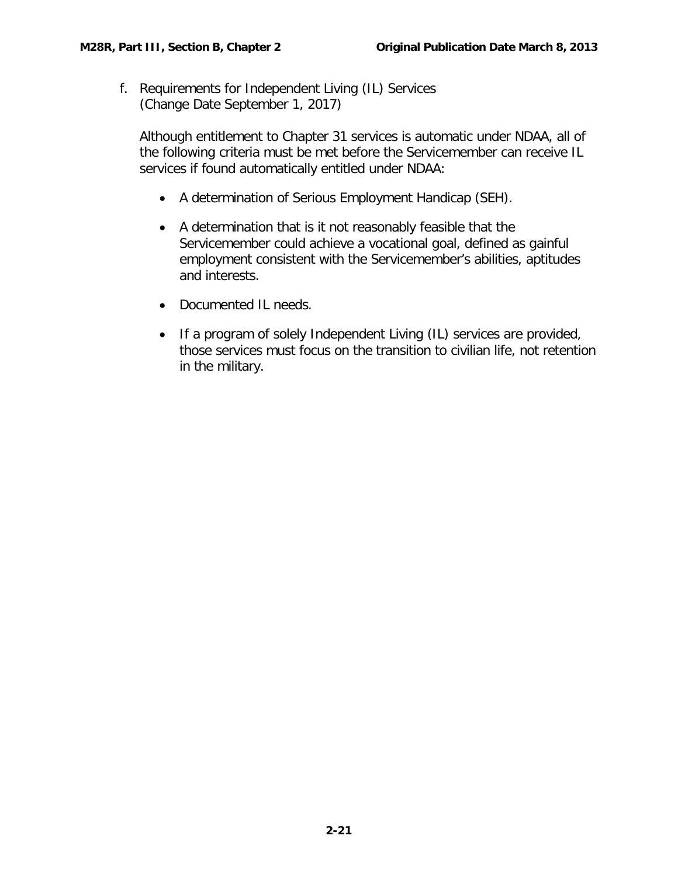f. Requirements for Independent Living (IL) Services
(Change Date September 1, 2017)

Although entitlement to Chapter 31 services is automatic under NDAA, all of the following criteria must be met before the Servicemember can receive IL services if found automatically entitled under NDAA:

- A determination of Serious Employment Handicap (SEH).
- A determination that is it not reasonably feasible that the Servicemember could achieve a vocational goal, defined as gainful employment consistent with the Servicemember's abilities, aptitudes and interests.
- Documented IL needs.
- If a program of solely Independent Living (IL) services are provided, those services must focus on the transition to civilian life, not retention in the military.